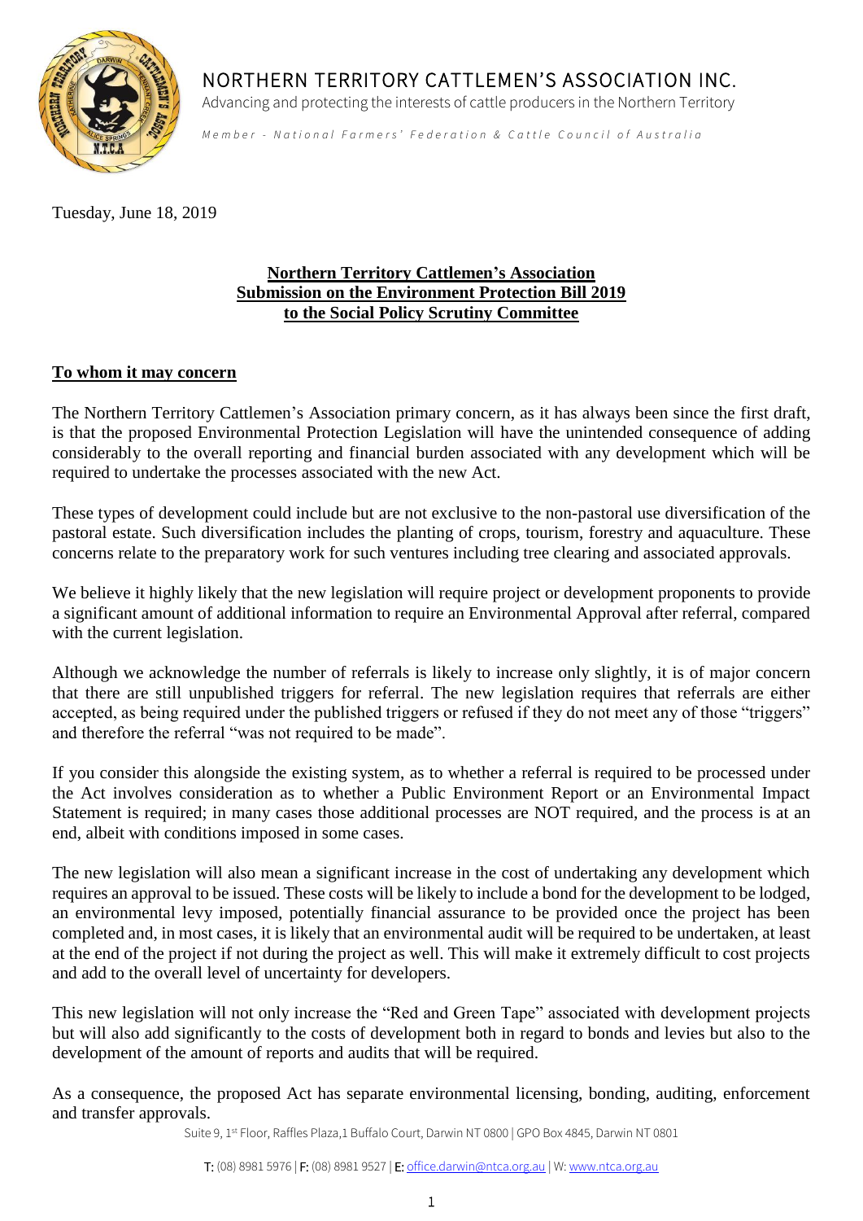# NORTHERN TERRITORY CATTLEMEN'S ASSOCIATION INC.

Advancing and protecting the interests of cattle producers in the Northern Territory

*Member - National Farmers' Federation & Cattle Council of Australia*

Tuesday, June 18, 2019

**Northern Territory Cattlemen's Association**
**Submission on the Environment Protection Bill 2019**
**to the Social Policy Scrutiny Committee**

**To whom it may concern**

The Northern Territory Cattlemen's Association primary concern, as it has always been since the first draft, is that the proposed Environmental Protection Legislation will have the unintended consequence of adding considerably to the overall reporting and financial burden associated with any development which will be required to undertake the processes associated with the new Act.

These types of development could include but are not exclusive to the non-pastoral use diversification of the pastoral estate. Such diversification includes the planting of crops, tourism, forestry and aquaculture. These concerns relate to the preparatory work for such ventures including tree clearing and associated approvals.

We believe it highly likely that the new legislation will require project or development proponents to provide a significant amount of additional information to require an Environmental Approval after referral, compared with the current legislation.

Although we acknowledge the number of referrals is likely to increase only slightly, it is of major concern that there are still unpublished triggers for referral. The new legislation requires that referrals are either accepted, as being required under the published triggers or refused if they do not meet any of those "triggers" and therefore the referral "was not required to be made".

If you consider this alongside the existing system, as to whether a referral is required to be processed under the Act involves consideration as to whether a Public Environment Report or an Environmental Impact Statement is required; in many cases those additional processes are NOT required, and the process is at an end, albeit with conditions imposed in some cases.

The new legislation will also mean a significant increase in the cost of undertaking any development which requires an approval to be issued. These costs will be likely to include a bond for the development to be lodged, an environmental levy imposed, potentially financial assurance to be provided once the project has been completed and, in most cases, it is likely that an environmental audit will be required to be undertaken, at least at the end of the project if not during the project as well. This will make it extremely difficult to cost projects and add to the overall level of uncertainty for developers.

This new legislation will not only increase the "Red and Green Tape" associated with development projects but will also add significantly to the costs of development both in regard to bonds and levies but also to the development of the amount of reports and audits that will be required.

As a consequence, the proposed Act has separate environmental licensing, bonding, auditing, enforcement and transfer approvals.

Suite 9, 1st Floor, Raffles Plaza,1 Buffalo Court, Darwin NT 0800 | GPO Box 4845, Darwin NT 0801

T: (08) 8981 5976 | F: (08) 8981 9527 | E: office.darwin@ntca.org.au | W: www.ntca.org.au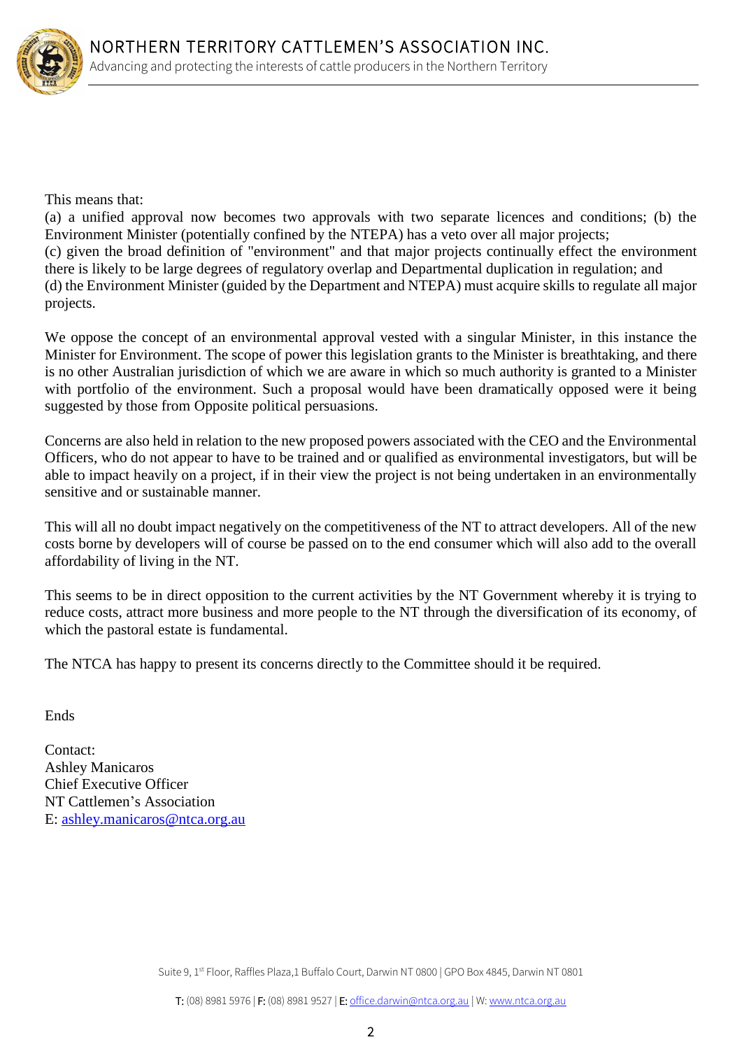This means that:

(a) a unified approval now becomes two approvals with two separate licences and conditions; (b) the Environment Minister (potentially confined by the NTEPA) has a veto over all major projects;
(c) given the broad definition of "environment" and that major projects continually effect the environment there is likely to be large degrees of regulatory overlap and Departmental duplication in regulation; and
(d) the Environment Minister (guided by the Department and NTEPA) must acquire skills to regulate all major projects.

We oppose the concept of an environmental approval vested with a singular Minister, in this instance the Minister for Environment. The scope of power this legislation grants to the Minister is breathtaking, and there is no other Australian jurisdiction of which we are aware in which so much authority is granted to a Minister with portfolio of the environment. Such a proposal would have been dramatically opposed were it being suggested by those from Opposite political persuasions.

Concerns are also held in relation to the new proposed powers associated with the CEO and the Environmental Officers, who do not appear to have to be trained and or qualified as environmental investigators, but will be able to impact heavily on a project, if in their view the project is not being undertaken in an environmentally sensitive and or sustainable manner.

This will all no doubt impact negatively on the competitiveness of the NT to attract developers. All of the new costs borne by developers will of course be passed on to the end consumer which will also add to the overall affordability of living in the NT.

This seems to be in direct opposition to the current activities by the NT Government whereby it is trying to reduce costs, attract more business and more people to the NT through the diversification of its economy, of which the pastoral estate is fundamental.

The NTCA has happy to present its concerns directly to the Committee should it be required.

Ends

Contact:
Ashley Manicaros
Chief Executive Officer
NT Cattlemen's Association
E: ashley.manicaros@ntca.org.au

Suite 9, 1st Floor, Raffles Plaza,1 Buffalo Court, Darwin NT 0800 | GPO Box 4845, Darwin NT 0801

T: (08) 8981 5976 | F: (08) 8981 9527 | E: office.darwin@ntca.org.au | W: www.ntca.org.au